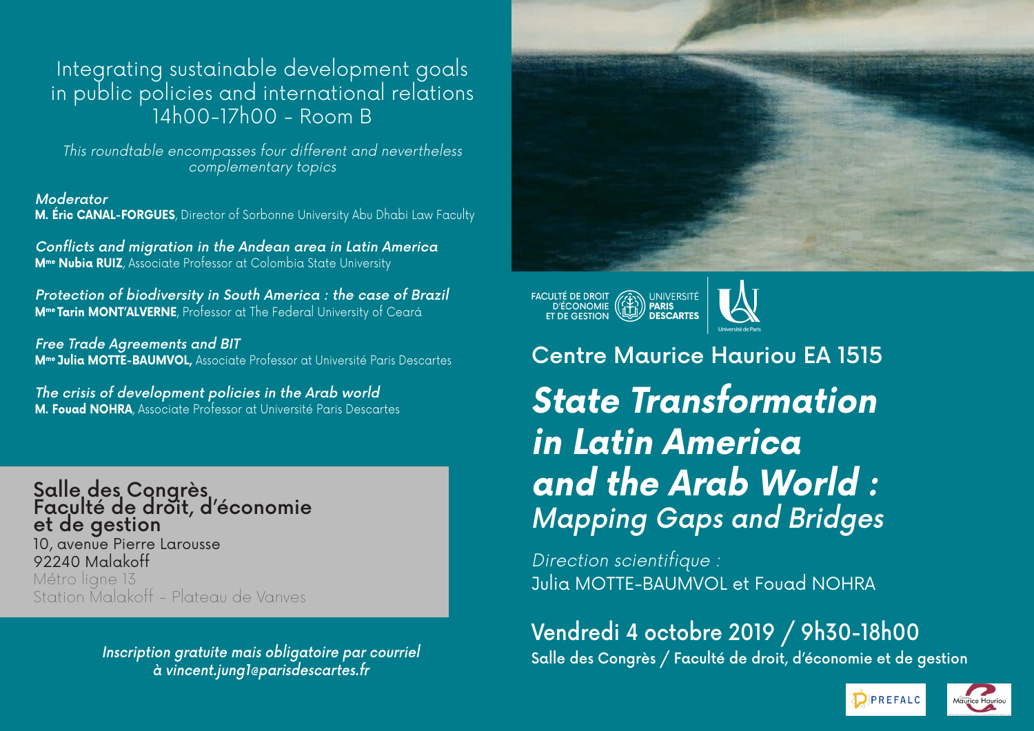## Integrating sustainable development goals in public policies and international relations
14h00-17h00 - Room B

*This roundtable encompasses four different and nevertheless complementary topics*

***Moderator***
**M. Éric CANAL-FORGUES**, Director of Sorbonne University Abu Dhabi Law Faculty

***Conflicts and migration in the Andean area in Latin America***
**Mme Nubia RUIZ**, Associate Professor at Colombia State University

***Protection of biodiversity in South America : the case of Brazil***
**Mme Tarin MONT'ALVERNE**, Professor at The Federal University of Ceará

***Free Trade Agreements and BIT***
**Mme Julia MOTTE-BAUMVOL,** Associate Professor at Université Paris Descartes

***The crisis of development policies in the Arab world***
**M. Fouad NOHRA**, Associate Professor at Université Paris Descartes

**Salle des Congrès**
**Faculté de droit, d'économie et de gestion**
10, avenue Pierre Larousse
92240 Malakoff
Métro ligne 13
Station Malakoff - Plateau de Vanves

***Inscription gratuite mais obligatoire par courriel à vincent.jung1@parisdescartes.fr***

FACULTÉ DE DROIT D'ÉCONOMIE ET DE GESTION — UNIVERSITÉ PARIS DESCARTES — Université de Paris

## Centre Maurice Hauriou EA 1515

# *State Transformation in Latin America and the Arab World :*
## *Mapping Gaps and Bridges*

*Direction scientifique :*
Julia MOTTE-BAUMVOL et Fouad NOHRA

**Vendredi 4 octobre 2019 / 9h30-18h00**
**Salle des Congrès / Faculté de droit, d'économie et de gestion**

PREFALC — Maurice Hauriou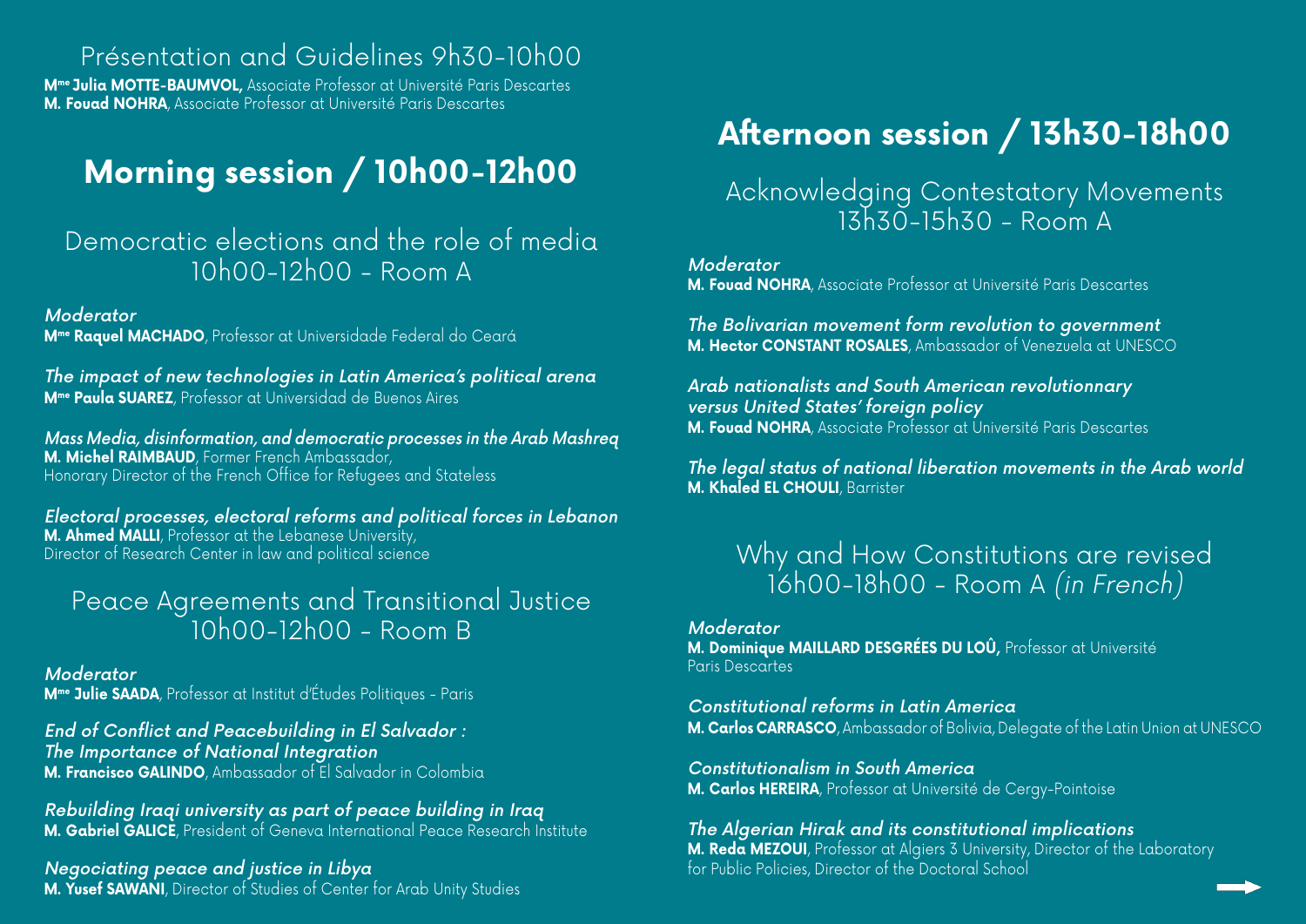## Présentation and Guidelines 9h30-10h00

**Mme Julia MOTTE-BAUMVOL,** Associate Professor at Université Paris Descartes
**M. Fouad NOHRA**, Associate Professor at Université Paris Descartes

# Morning session / 10h00-12h00

## Democratic elections and the role of media
## 10h00-12h00 - Room A

***Moderator***
**Mme Raquel MACHADO**, Professor at Universidade Federal do Ceará

***The impact of new technologies in Latin America's political arena***
**Mme Paula SUAREZ**, Professor at Universidad de Buenos Aires

***Mass Media, disinformation, and democratic processes in the Arab Mashreq***
**M. Michel RAIMBAUD**, Former French Ambassador,
Honorary Director of the French Office for Refugees and Stateless

***Electoral processes, electoral reforms and political forces in Lebanon***
**M. Ahmed MALLI**, Professor at the Lebanese University,
Director of Research Center in law and political science

## Peace Agreements and Transitional Justice
## 10h00-12h00 - Room B

***Moderator***
**Mme Julie SAADA**, Professor at Institut d'Études Politiques - Paris

***End of Conflict and Peacebuilding in El Salvador :***
***The Importance of National Integration***
**M. Francisco GALINDO**, Ambassador of El Salvador in Colombia

***Rebuilding Iraqi university as part of peace building in Iraq***
**M. Gabriel GALICE**, President of Geneva International Peace Research Institute

***Negociating peace and justice in Libya***
**M. Yusef SAWANI**, Director of Studies of Center for Arab Unity Studies

# Afternoon session / 13h30-18h00

## Acknowledging Contestatory Movements
## 13h30-15h30 - Room A

***Moderator***
**M. Fouad NOHRA**, Associate Professor at Université Paris Descartes

***The Bolivarian movement form revolution to government***
**M. Hector CONSTANT ROSALES**, Ambassador of Venezuela at UNESCO

***Arab nationalists and South American revolutionnary***
***versus United States' foreign policy***
**M. Fouad NOHRA**, Associate Professor at Université Paris Descartes

***The legal status of national liberation movements in the Arab world***
**M. Khaled EL CHOULI**, Barrister

## Why and How Constitutions are revised
## 16h00-18h00 - Room A *(in French)*

***Moderator***
**M. Dominique MAILLARD DESGRÉES DU LOÛ,** Professor at Université
Paris Descartes

***Constitutional reforms in Latin America***
**M. Carlos CARRASCO**, Ambassador of Bolivia, Delegate of the Latin Union at UNESCO

***Constitutionalism in South America***
**M. Carlos HEREIRA**, Professor at Université de Cergy-Pointoise

***The Algerian Hirak and its constitutional implications***
**M. Reda MEZOUI**, Professor at Algiers 3 University, Director of the Laboratory
for Public Policies, Director of the Doctoral School